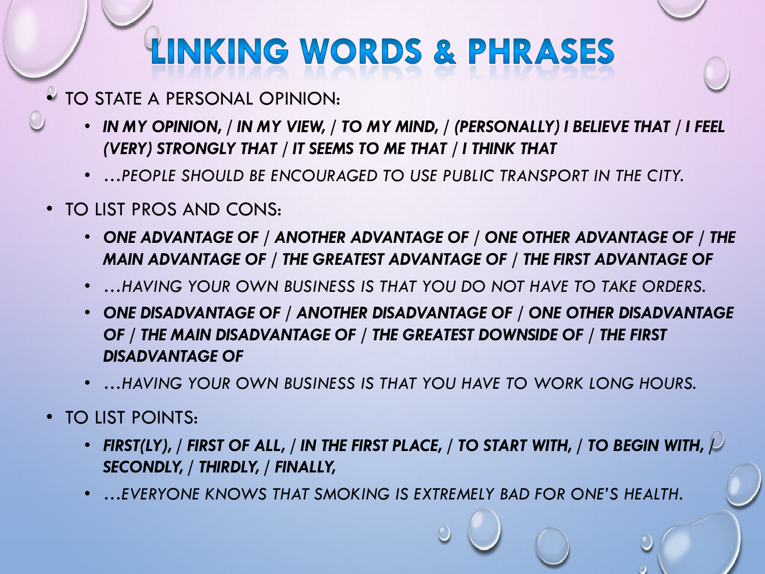# LINKING WORDS & PHRASES

- TO STATE A PERSONAL OPINION:
  - ***IN MY OPINION, / IN MY VIEW, / TO MY MIND, / (PERSONALLY) I BELIEVE THAT / I FEEL (VERY) STRONGLY THAT / IT SEEMS TO ME THAT / I THINK THAT***
  - *…PEOPLE SHOULD BE ENCOURAGED TO USE PUBLIC TRANSPORT IN THE CITY.*
- TO LIST PROS AND CONS:
  - ***ONE ADVANTAGE OF / ANOTHER ADVANTAGE OF / ONE OTHER ADVANTAGE OF / THE MAIN ADVANTAGE OF / THE GREATEST ADVANTAGE OF / THE FIRST ADVANTAGE OF***
  - *…HAVING YOUR OWN BUSINESS IS THAT YOU DO NOT HAVE TO TAKE ORDERS.*
  - ***ONE DISADVANTAGE OF / ANOTHER DISADVANTAGE OF / ONE OTHER DISADVANTAGE OF / THE MAIN DISADVANTAGE OF / THE GREATEST DOWNSIDE OF / THE FIRST DISADVANTAGE OF***
  - *…HAVING YOUR OWN BUSINESS IS THAT YOU HAVE TO WORK LONG HOURS.*
- TO LIST POINTS:
  - ***FIRST(LY), / FIRST OF ALL, / IN THE FIRST PLACE, / TO START WITH, / TO BEGIN WITH, / SECONDLY, / THIRDLY, / FINALLY,***
  - *…EVERYONE KNOWS THAT SMOKING IS EXTREMELY BAD FOR ONE'S HEALTH.*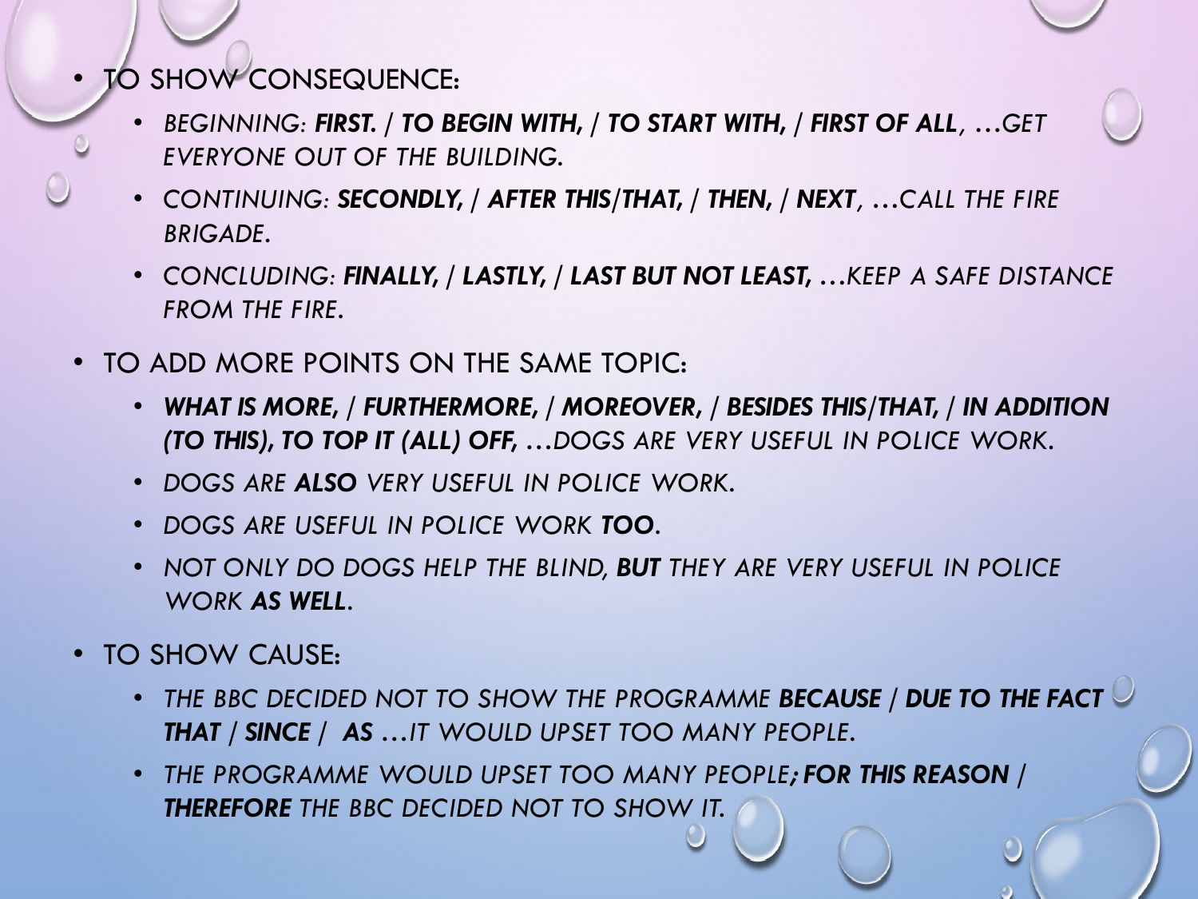- TO SHOW CONSEQUENCE:
  - *BEGINNING: **FIRST.** / **TO BEGIN WITH,** / **TO START WITH,** / **FIRST OF ALL**, …GET EVERYONE OUT OF THE BUILDING.*
  - *CONTINUING: **SECONDLY,** / **AFTER THIS/THAT,** / **THEN,** / **NEXT**, …CALL THE FIRE BRIGADE.*
  - *CONCLUDING: **FINALLY,** / **LASTLY,** / **LAST BUT NOT LEAST,** …KEEP A SAFE DISTANCE FROM THE FIRE.*
- TO ADD MORE POINTS ON THE SAME TOPIC:
  - ***WHAT IS MORE,** / **FURTHERMORE,** / **MOREOVER,** / **BESIDES THIS/THAT,** / **IN ADDITION (TO THIS), TO TOP IT (ALL) OFF,** …DOGS ARE VERY USEFUL IN POLICE WORK.*
  - *DOGS ARE **ALSO** VERY USEFUL IN POLICE WORK.*
  - *DOGS ARE USEFUL IN POLICE WORK **TOO**.*
  - *NOT ONLY DO DOGS HELP THE BLIND, **BUT** THEY ARE VERY USEFUL IN POLICE WORK **AS WELL**.*
- TO SHOW CAUSE:
  - *THE BBC DECIDED NOT TO SHOW THE PROGRAMME **BECAUSE** / **DUE TO THE FACT THAT** / **SINCE** / **AS** …IT WOULD UPSET TOO MANY PEOPLE.*
  - *THE PROGRAMME WOULD UPSET TOO MANY PEOPLE**; FOR THIS REASON** / **THEREFORE** THE BBC DECIDED NOT TO SHOW IT.*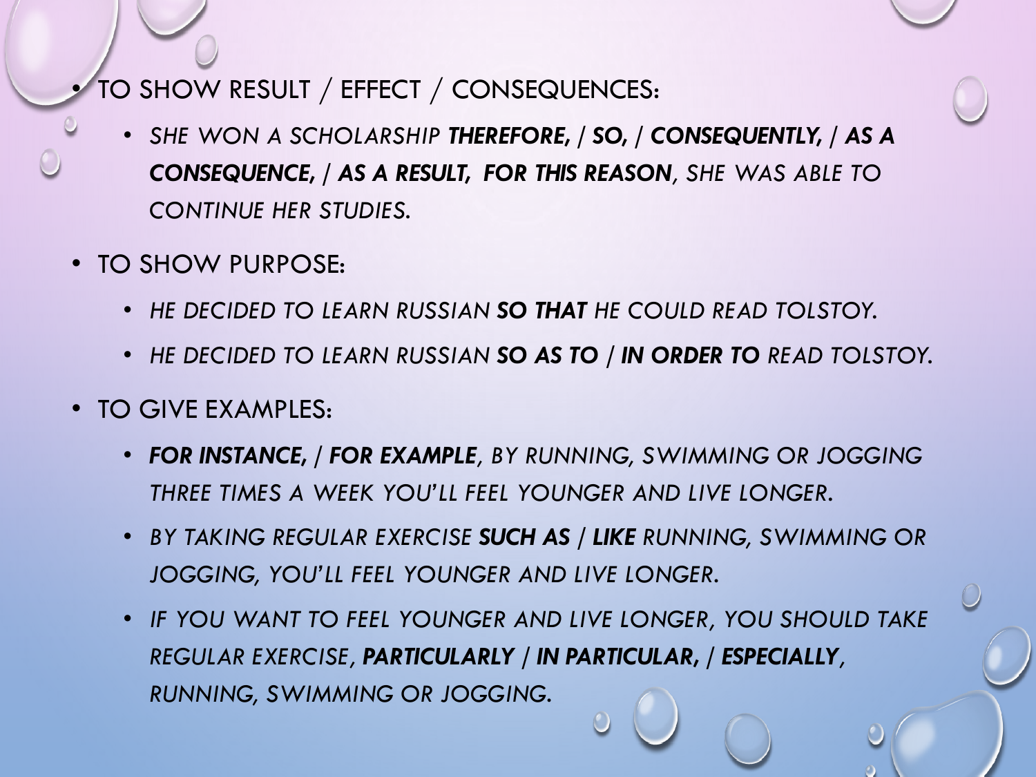- TO SHOW RESULT / EFFECT / CONSEQUENCES:
  - *SHE WON A SCHOLARSHIP* ***THEREFORE,*** */* ***SO,*** */* ***CONSEQUENTLY,*** */* ***AS A CONSEQUENCE,*** */* ***AS A RESULT, FOR THIS REASON****, SHE WAS ABLE TO CONTINUE HER STUDIES.*
- TO SHOW PURPOSE:
  - *HE DECIDED TO LEARN RUSSIAN* ***SO THAT*** *HE COULD READ TOLSTOY.*
  - *HE DECIDED TO LEARN RUSSIAN* ***SO AS TO*** */* ***IN ORDER TO*** *READ TOLSTOY.*
- TO GIVE EXAMPLES:
  - ***FOR INSTANCE,*** */* ***FOR EXAMPLE****, BY RUNNING, SWIMMING OR JOGGING THREE TIMES A WEEK YOU'LL FEEL YOUNGER AND LIVE LONGER.*
  - *BY TAKING REGULAR EXERCISE* ***SUCH AS*** */* ***LIKE*** *RUNNING, SWIMMING OR JOGGING, YOU'LL FEEL YOUNGER AND LIVE LONGER.*
  - *IF YOU WANT TO FEEL YOUNGER AND LIVE LONGER, YOU SHOULD TAKE REGULAR EXERCISE,* ***PARTICULARLY*** */* ***IN PARTICULAR,*** */* ***ESPECIALLY****, RUNNING, SWIMMING OR JOGGING.*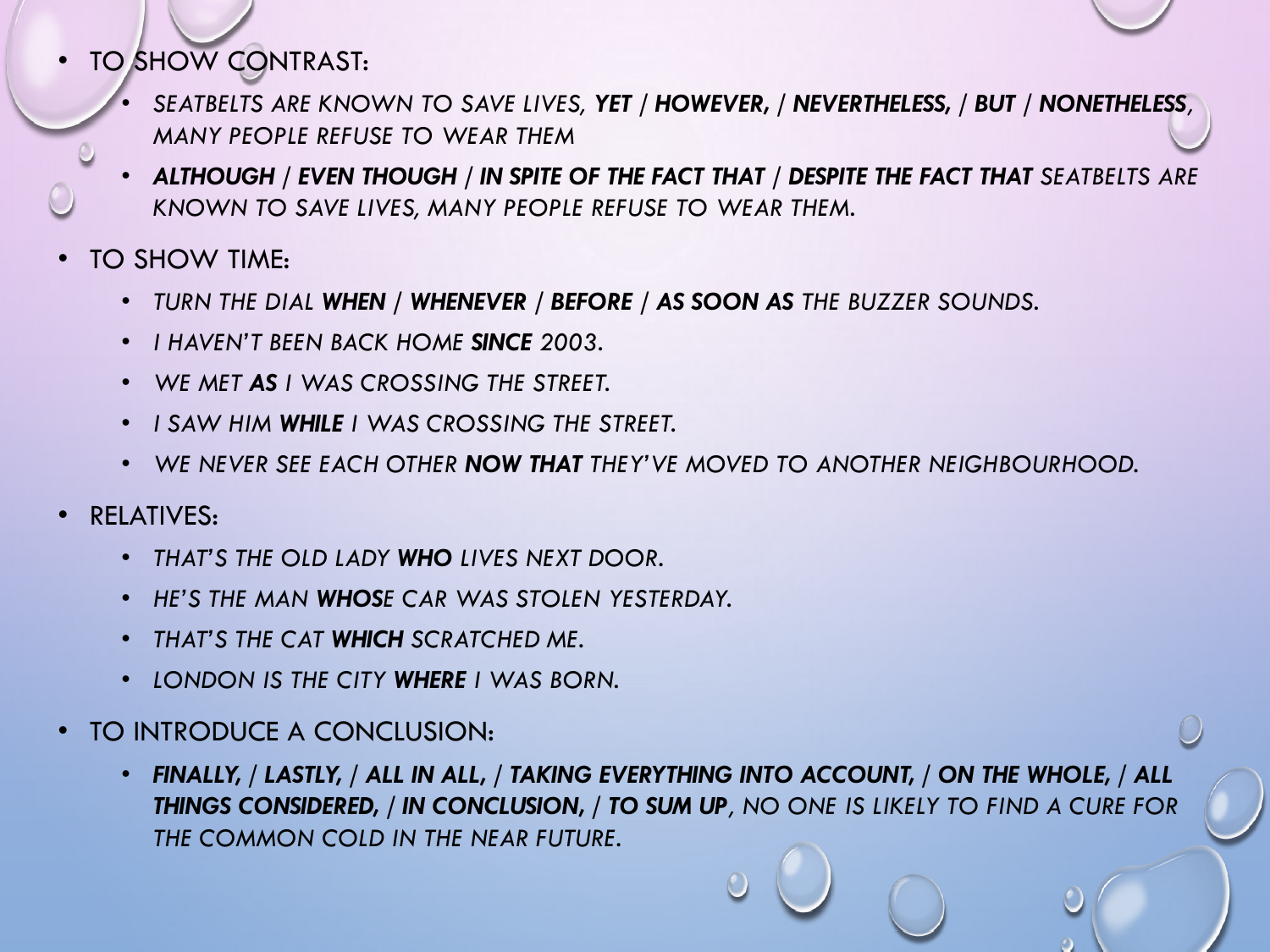- TO SHOW CONTRAST:
  - *SEATBELTS ARE KNOWN TO SAVE LIVES, **YET** / **HOWEVER,** / **NEVERTHELESS,** / **BUT** / **NONETHELESS**, MANY PEOPLE REFUSE TO WEAR THEM*
  - ***ALTHOUGH** / **EVEN THOUGH** / **IN SPITE OF THE FACT THAT** / **DESPITE THE FACT THAT** SEATBELTS ARE KNOWN TO SAVE LIVES, MANY PEOPLE REFUSE TO WEAR THEM.*
- TO SHOW TIME:
  - *TURN THE DIAL **WHEN** / **WHENEVER** / **BEFORE** / **AS SOON AS** THE BUZZER SOUNDS.*
  - *I HAVEN'T BEEN BACK HOME **SINCE** 2003.*
  - *WE MET **AS** I WAS CROSSING THE STREET.*
  - *I SAW HIM **WHILE** I WAS CROSSING THE STREET.*
  - *WE NEVER SEE EACH OTHER **NOW THAT** THEY'VE MOVED TO ANOTHER NEIGHBOURHOOD.*
- RELATIVES:
  - *THAT'S THE OLD LADY **WHO** LIVES NEXT DOOR.*
  - *HE'S THE MAN **WHOS**E CAR WAS STOLEN YESTERDAY.*
  - *THAT'S THE CAT **WHICH** SCRATCHED ME.*
  - *LONDON IS THE CITY **WHERE** I WAS BORN.*
- TO INTRODUCE A CONCLUSION:
  - ***FINALLY,** / **LASTLY,** / **ALL IN ALL,** / **TAKING EVERYTHING INTO ACCOUNT,** / **ON THE WHOLE,** / **ALL THINGS CONSIDERED,** / **IN CONCLUSION,** / **TO SUM UP**, NO ONE IS LIKELY TO FIND A CURE FOR THE COMMON COLD IN THE NEAR FUTURE.*